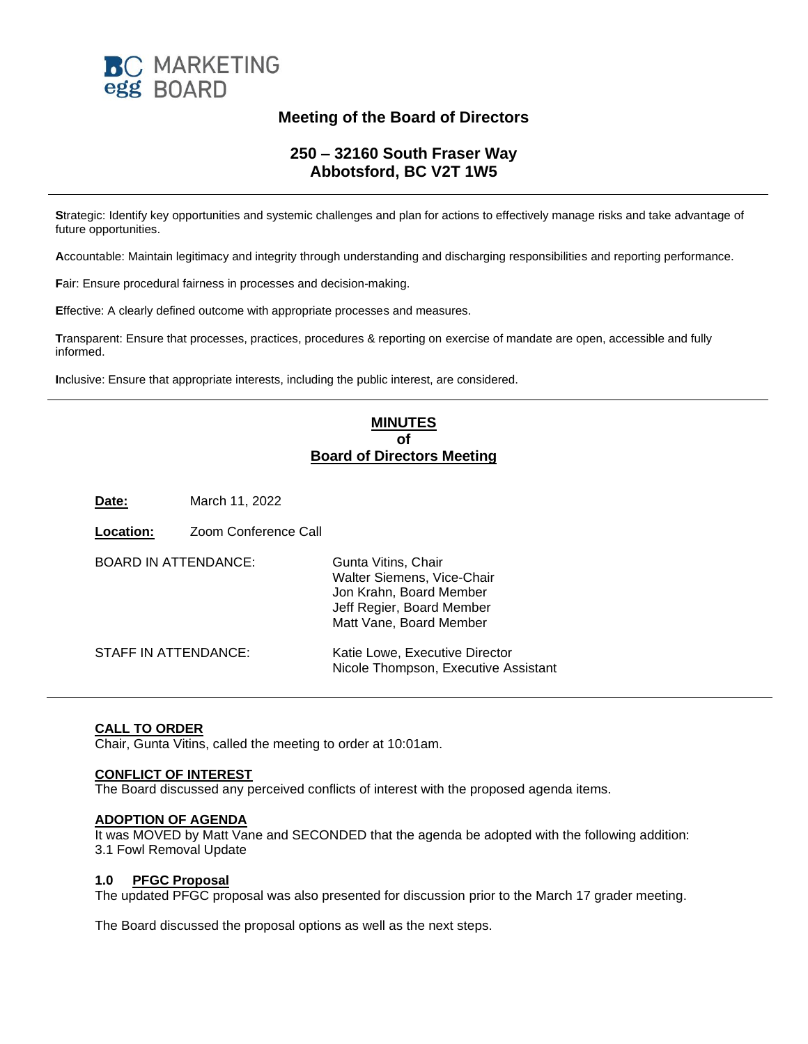BC egg MARKETING BOARD

# Meeting of the Board of Directors

## 250 – 32160 South Fraser Way
## Abbotsford, BC V2T 1W5

---

**S**trategic: Identify key opportunities and systemic challenges and plan for actions to effectively manage risks and take advantage of future opportunities.

**A**ccountable: Maintain legitimacy and integrity through understanding and discharging responsibilities and reporting performance.

**F**air: Ensure procedural fairness in processes and decision-making.

**E**ffective: A clearly defined outcome with appropriate processes and measures.

**T**ransparent: Ensure that processes, practices, procedures & reporting on exercise of mandate are open, accessible and fully informed.

**I**nclusive: Ensure that appropriate interests, including the public interest, are considered.

---

## MINUTES
## of
## Board of Directors Meeting

**Date:** March 11, 2022

**Location:** Zoom Conference Call

BOARD IN ATTENDANCE:
Gunta Vitins, Chair
Walter Siemens, Vice-Chair
Jon Krahn, Board Member
Jeff Regier, Board Member
Matt Vane, Board Member

STAFF IN ATTENDANCE:
Katie Lowe, Executive Director
Nicole Thompson, Executive Assistant

---

### CALL TO ORDER
Chair, Gunta Vitins, called the meeting to order at 10:01am.

### CONFLICT OF INTEREST
The Board discussed any perceived conflicts of interest with the proposed agenda items.

### ADOPTION OF AGENDA
It was MOVED by Matt Vane and SECONDED that the agenda be adopted with the following addition:
3.1 Fowl Removal Update

### 1.0 PFGC Proposal
The updated PFGC proposal was also presented for discussion prior to the March 17 grader meeting.

The Board discussed the proposal options as well as the next steps.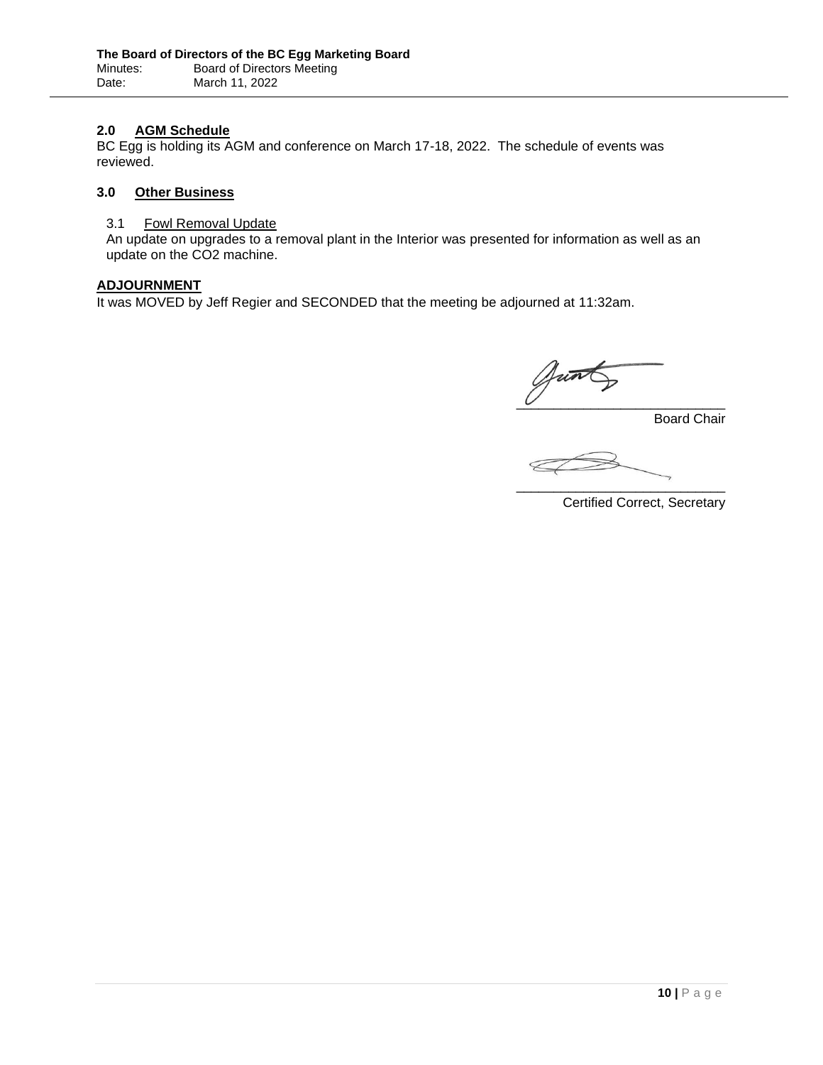## 2.0 AGM Schedule

BC Egg is holding its AGM and conference on March 17-18, 2022. The schedule of events was reviewed.

## 3.0 Other Business

### 3.1 Fowl Removal Update

An update on upgrades to a removal plant in the Interior was presented for information as well as an update on the $CO_2$ machine.

## ADJOURNMENT

It was MOVED by Jeff Regier and SECONDED that the meeting be adjourned at 11:32am.

\_\_\_\_\_\_\_\_\_\_\_\_\_\_\_\_\_\_\_\_\_\_\_\_\_\_\_\_
Board Chair

\_\_\_\_\_\_\_\_\_\_\_\_\_\_\_\_\_\_\_\_\_\_\_\_\_\_\_\_
Certified Correct, Secretary